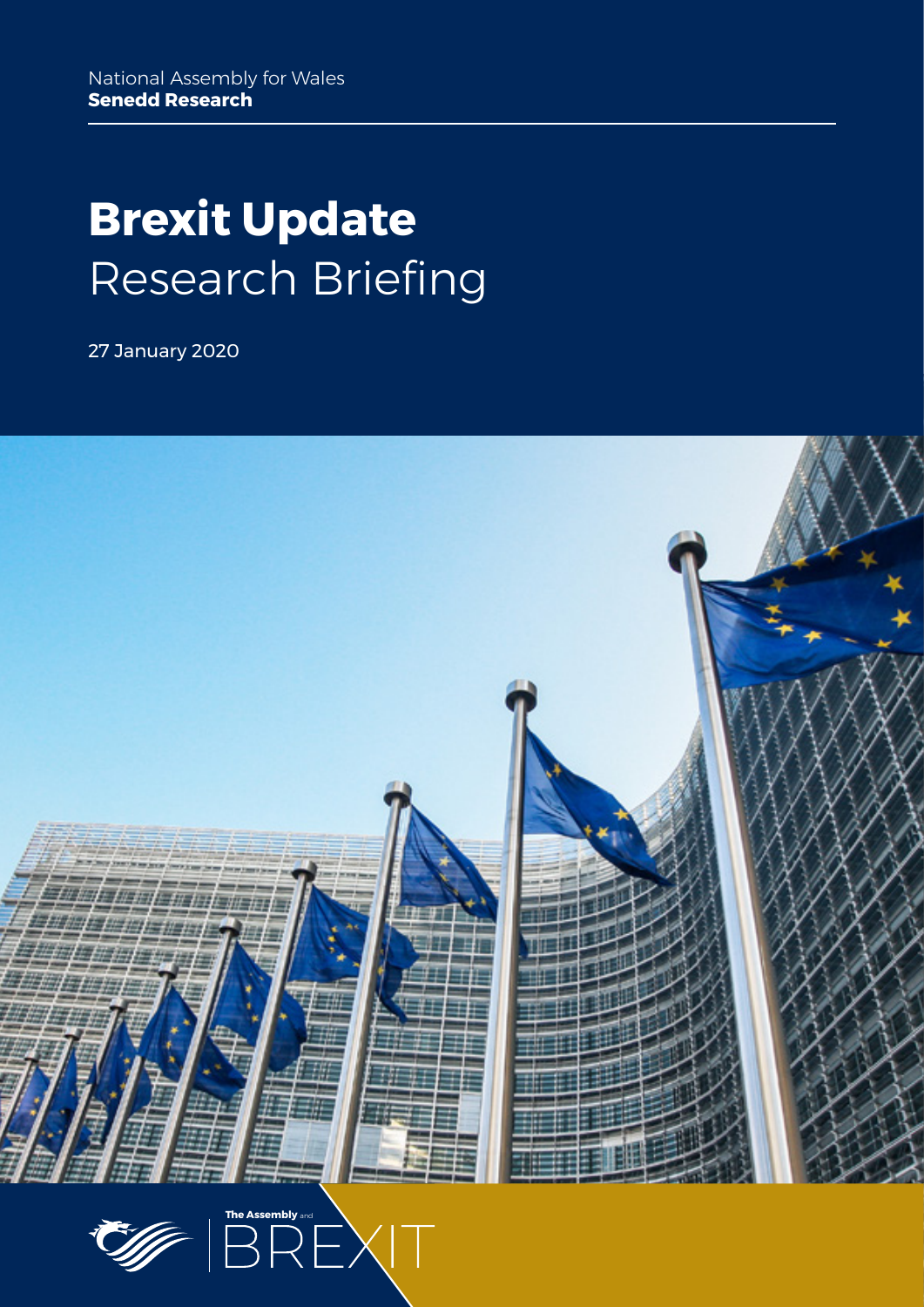National Assembly for Wales
**Senedd Research**

# **Brexit Update** Research Briefing

27 January 2020

The Assembly and BREXIT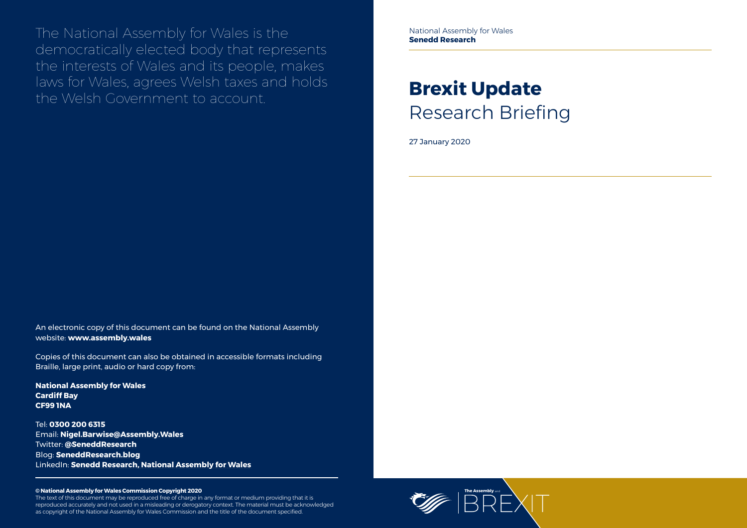The National Assembly for Wales is the democratically elected body that represents the interests of Wales and its people, makes laws for Wales, agrees Welsh taxes and holds the Welsh Government to account.

An electronic copy of this document can be found on the National Assembly website: **www.assembly.wales**

Copies of this document can also be obtained in accessible formats including Braille, large print, audio or hard copy from:

**National Assembly for Wales**
**Cardiff Bay**
**CF99 1NA**

Tel: **0300 200 6315**
Email: **Nigel.Barwise@Assembly.Wales**
Twitter: **@SeneddResearch**
Blog: **SeneddResearch.blog**
LinkedIn: **Senedd Research, National Assembly for Wales**

**© National Assembly for Wales Commission Copyright 2020**
The text of this document may be reproduced free of charge in any format or medium providing that it is reproduced accurately and not used in a misleading or derogatory context. The material must be acknowledged as copyright of the National Assembly for Wales Commission and the title of the document specified.

National Assembly for Wales
**Senedd Research**

# Brexit Update
## Research Briefing

27 January 2020

The Assembly and BREXIT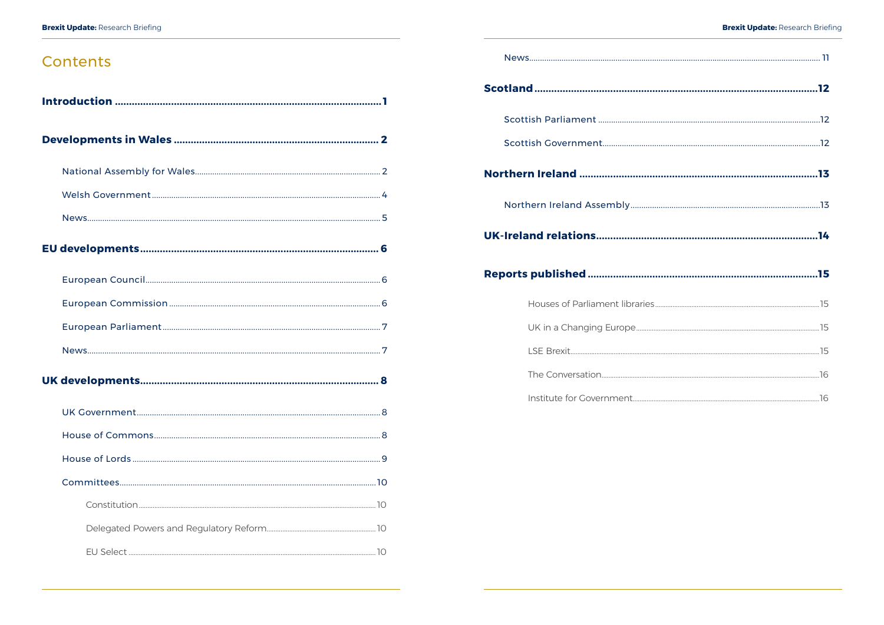# Contents

**Introduction** ........ 1

**Developments in Wales** ........ 2

- National Assembly for Wales ........ 2
- Welsh Government ........ 4
- News ........ 5

**EU developments** ........ 6

- European Council ........ 6
- European Commission ........ 6
- European Parliament ........ 7
- News ........ 7

**UK developments** ........ 8

- UK Government ........ 8
- House of Commons ........ 8
- House of Lords ........ 9
- Committees ........ 10
  - Constitution ........ 10
  - Delegated Powers and Regulatory Reform ........ 10
  - EU Select ........ 10
- News ........ 11

**Scotland** ........ 12

- Scottish Parliament ........ 12
- Scottish Government ........ 12

**Northern Ireland** ........ 13

- Northern Ireland Assembly ........ 13

**UK-Ireland relations** ........ 14

**Reports published** ........ 15

- Houses of Parliament libraries ........ 15
- UK in a Changing Europe ........ 15
- LSE Brexit ........ 15
- The Conversation ........ 16
- Institute for Government ........ 16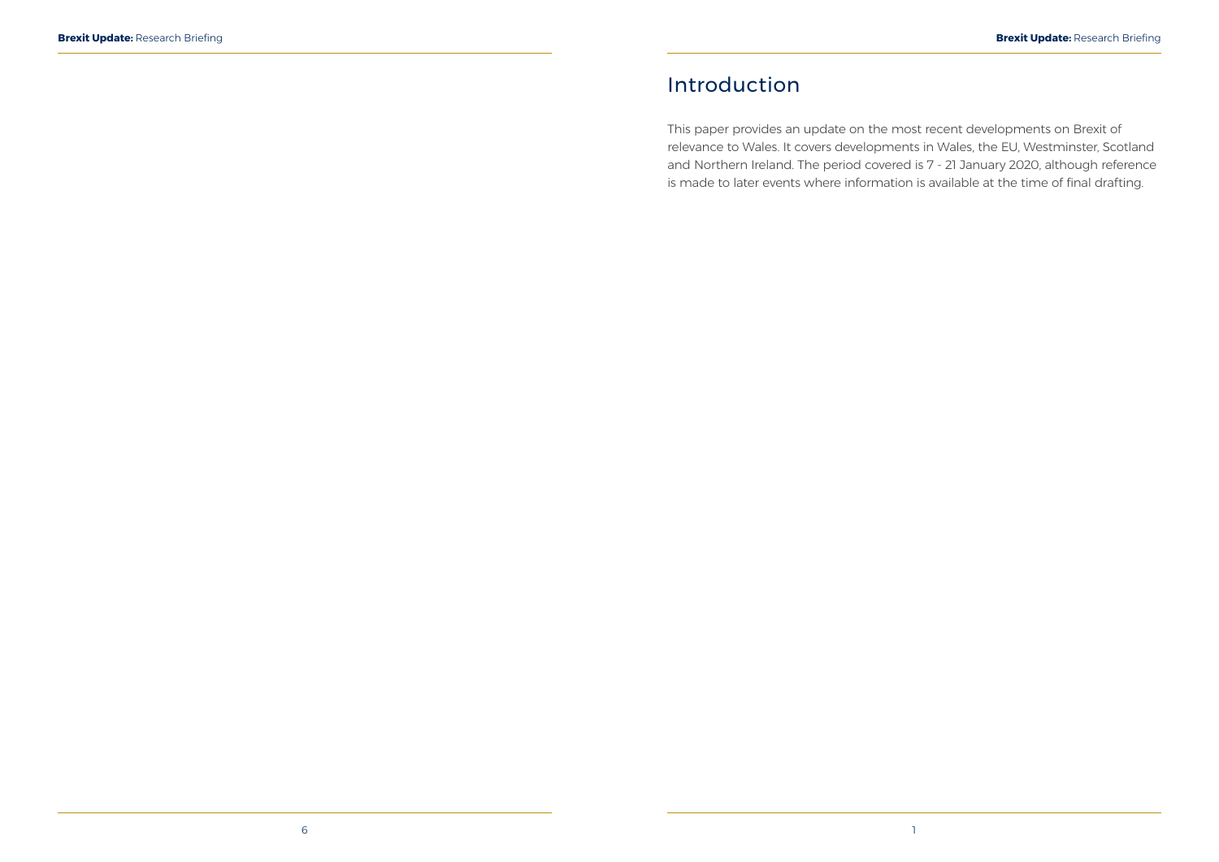# Introduction

This paper provides an update on the most recent developments on Brexit of relevance to Wales. It covers developments in Wales, the EU, Westminster, Scotland and Northern Ireland. The period covered is 7 - 21 January 2020, although reference is made to later events where information is available at the time of final drafting.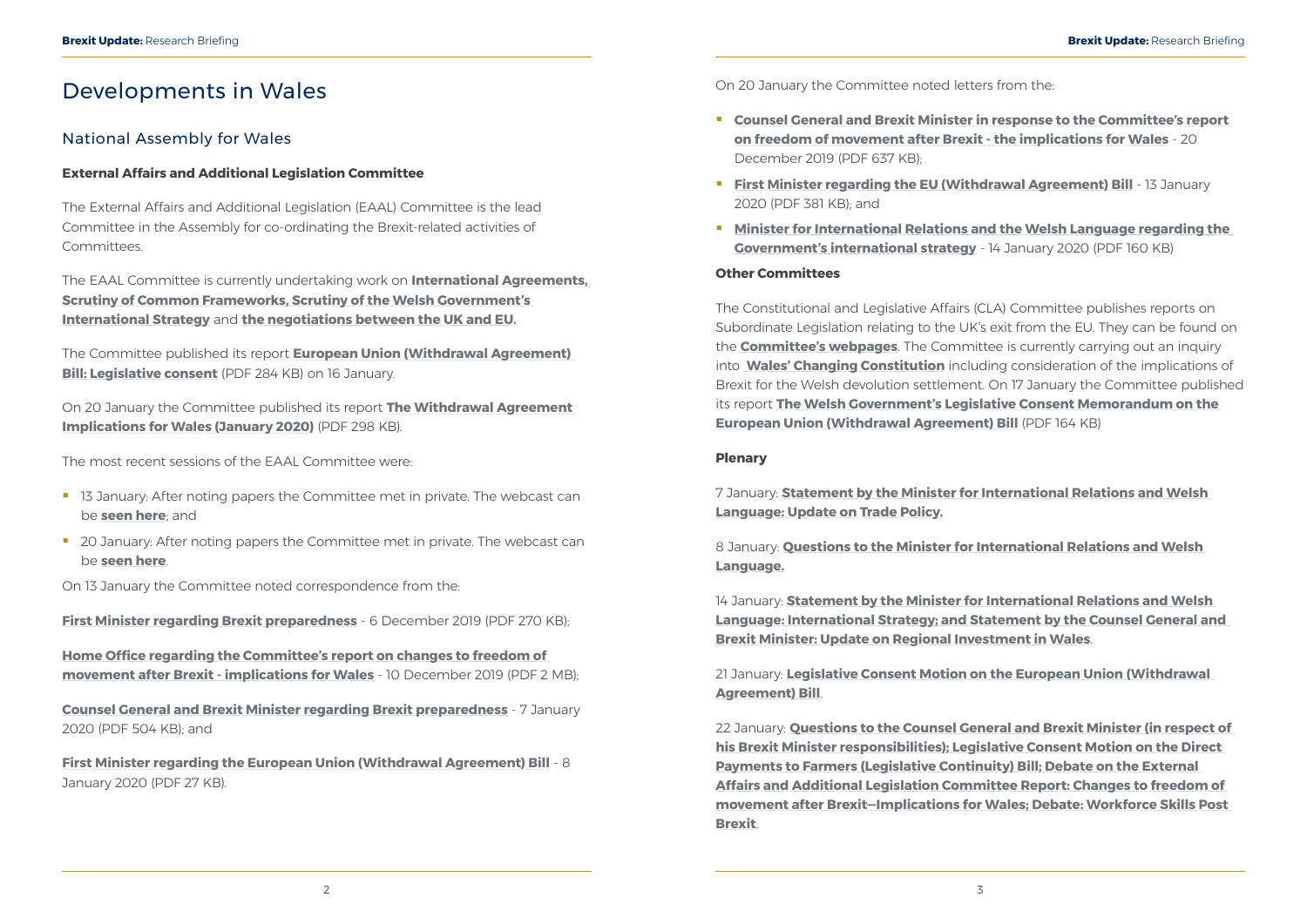# Developments in Wales

## National Assembly for Wales

**External Affairs and Additional Legislation Committee**

The External Affairs and Additional Legislation (EAAL) Committee is the lead Committee in the Assembly for co-ordinating the Brexit-related activities of Committees.

The EAAL Committee is currently undertaking work on **International Agreements, Scrutiny of Common Frameworks, Scrutiny of the Welsh Government's International Strategy** and **the negotiations between the UK and EU.**

The Committee published its report **European Union (Withdrawal Agreement) Bill: Legislative consent** (PDF 284 KB) on 16 January.

On 20 January the Committee published its report **The Withdrawal Agreement Implications for Wales (January 2020)** (PDF 298 KB).

The most recent sessions of the EAAL Committee were:

- 13 January: After noting papers the Committee met in private. The webcast can be **seen here**; and
- 20 January: After noting papers the Committee met in private. The webcast can be **seen here**.

On 13 January the Committee noted correspondence from the:

**First Minister regarding Brexit preparedness** - 6 December 2019 (PDF 270 KB);

**Home Office regarding the Committee's report on changes to freedom of movement after Brexit - implications for Wales** - 10 December 2019 (PDF 2 MB);

**Counsel General and Brexit Minister regarding Brexit preparedness** - 7 January 2020 (PDF 504 KB); and

**First Minister regarding the European Union (Withdrawal Agreement) Bill** - 8 January 2020 (PDF 27 KB).

On 20 January the Committee noted letters from the:

- **Counsel General and Brexit Minister in response to the Committee's report on freedom of movement after Brexit - the implications for Wales** - 20 December 2019 (PDF 637 KB);
- **First Minister regarding the EU (Withdrawal Agreement) Bill** - 13 January 2020 (PDF 381 KB); and
- **Minister for International Relations and the Welsh Language regarding the Government's international strategy** - 14 January 2020 (PDF 160 KB)

**Other Committees**

The Constitutional and Legislative Affairs (CLA) Committee publishes reports on Subordinate Legislation relating to the UK's exit from the EU. They can be found on the **Committee's webpages**. The Committee is currently carrying out an inquiry into **Wales' Changing Constitution** including consideration of the implications of Brexit for the Welsh devolution settlement. On 17 January the Committee published its report **The Welsh Government's Legislative Consent Memorandum on the European Union (Withdrawal Agreement) Bill** (PDF 164 KB)

**Plenary**

7 January: **Statement by the Minister for International Relations and Welsh Language: Update on Trade Policy.**

8 January: **Questions to the Minister for International Relations and Welsh Language.**

14 January: **Statement by the Minister for International Relations and Welsh Language: International Strategy; and Statement by the Counsel General and Brexit Minister: Update on Regional Investment in Wales**.

21 January: **Legislative Consent Motion on the European Union (Withdrawal Agreement) Bill**.

22 January: **Questions to the Counsel General and Brexit Minister (in respect of his Brexit Minister responsibilities); Legislative Consent Motion on the Direct Payments to Farmers (Legislative Continuity) Bill; Debate on the External Affairs and Additional Legislation Committee Report: Changes to freedom of movement after Brexit—Implications for Wales; Debate: Workforce Skills Post Brexit**.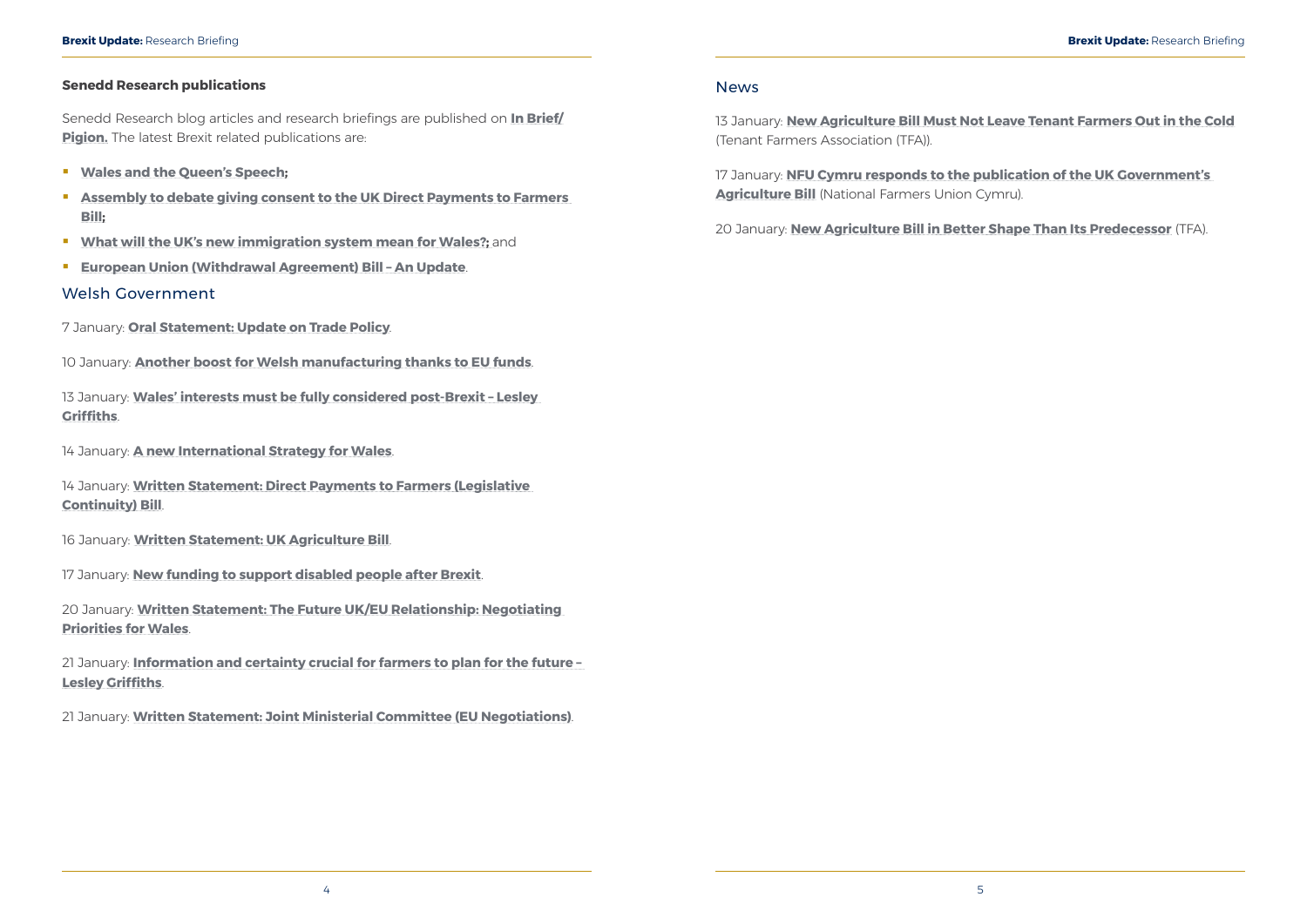**Senedd Research publications**

Senedd Research blog articles and research briefings are published on **In Brief/ Pigion.** The latest Brexit related publications are:

- **Wales and the Queen's Speech;**
- **Assembly to debate giving consent to the UK Direct Payments to Farmers Bill;**
- **What will the UK's new immigration system mean for Wales?;** and
- **European Union (Withdrawal Agreement) Bill – An Update**.

## Welsh Government

7 January: **Oral Statement: Update on Trade Policy**.

10 January: **Another boost for Welsh manufacturing thanks to EU funds**.

13 January: **Wales' interests must be fully considered post-Brexit – Lesley Griffiths**.

14 January: **A new International Strategy for Wales**.

14 January: **Written Statement: Direct Payments to Farmers (Legislative Continuity) Bill**.

16 January: **Written Statement: UK Agriculture Bill**.

17 January: **New funding to support disabled people after Brexit**.

20 January: **Written Statement: The Future UK/EU Relationship: Negotiating Priorities for Wales**.

21 January: **Information and certainty crucial for farmers to plan for the future – Lesley Griffiths**.

21 January: **Written Statement: Joint Ministerial Committee (EU Negotiations)**.

## News

13 January: **New Agriculture Bill Must Not Leave Tenant Farmers Out in the Cold** (Tenant Farmers Association (TFA)).

17 January: **NFU Cymru responds to the publication of the UK Government's Agriculture Bill** (National Farmers Union Cymru).

20 January: **New Agriculture Bill in Better Shape Than Its Predecessor** (TFA).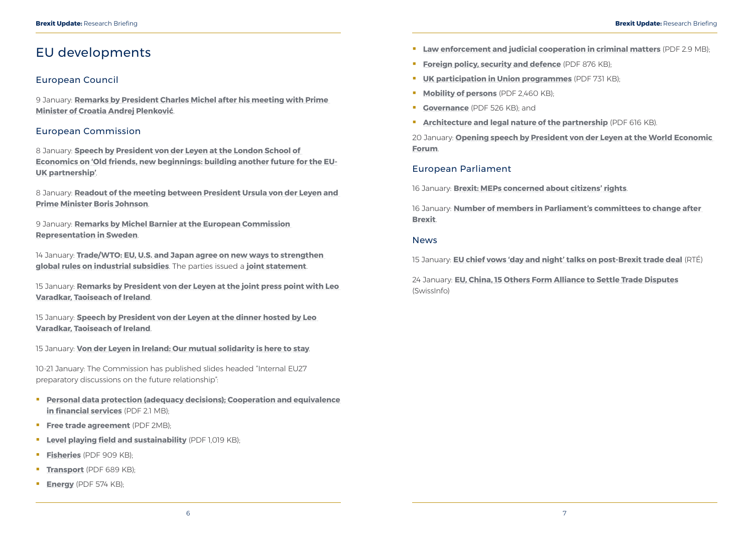# EU developments

## European Council

9 January: **Remarks by President Charles Michel after his meeting with Prime Minister of Croatia Andrej Plenković**.

## European Commission

8 January: **Speech by President von der Leyen at the London School of Economics on 'Old friends, new beginnings: building another future for the EU-UK partnership'**.

8 January: **Readout of the meeting between President Ursula von der Leyen and Prime Minister Boris Johnson**.

9 January: **Remarks by Michel Barnier at the European Commission Representation in Sweden**.

14 January: **Trade/WTO: EU, U.S. and Japan agree on new ways to strengthen global rules on industrial subsidies**. The parties issued a **joint statement**.

15 January: **Remarks by President von der Leyen at the joint press point with Leo Varadkar, Taoiseach of Ireland**.

15 January: **Speech by President von der Leyen at the dinner hosted by Leo Varadkar, Taoiseach of Ireland**.

15 January: **Von der Leyen in Ireland: Our mutual solidarity is here to stay**.

10-21 January: The Commission has published slides headed "Internal EU27 preparatory discussions on the future relationship":

- **Personal data protection (adequacy decisions); Cooperation and equivalence in financial services** (PDF 2.1 MB);
- **Free trade agreement** (PDF 2MB);
- **Level playing field and sustainability** (PDF 1,019 KB);
- **Fisheries** (PDF 909 KB);
- **Transport** (PDF 689 KB);
- **Energy** (PDF 574 KB);
- **Law enforcement and judicial cooperation in criminal matters** (PDF 2.9 MB);
- **Foreign policy, security and defence** (PDF 876 KB);
- **UK participation in Union programmes** (PDF 731 KB);
- **Mobility of persons** (PDF 2,460 KB);
- **Governance** (PDF 526 KB); and
- **Architecture and legal nature of the partnership** (PDF 616 KB).

20 January: **Opening speech by President von der Leyen at the World Economic Forum**.

## European Parliament

16 January: **Brexit: MEPs concerned about citizens' rights**.

16 January: **Number of members in Parliament's committees to change after Brexit**.

## News

15 January: **EU chief vows 'day and night' talks on post-Brexit trade deal** (RTÉ)

24 January: **EU, China, 15 Others Form Alliance to Settle Trade Disputes** (SwissInfo)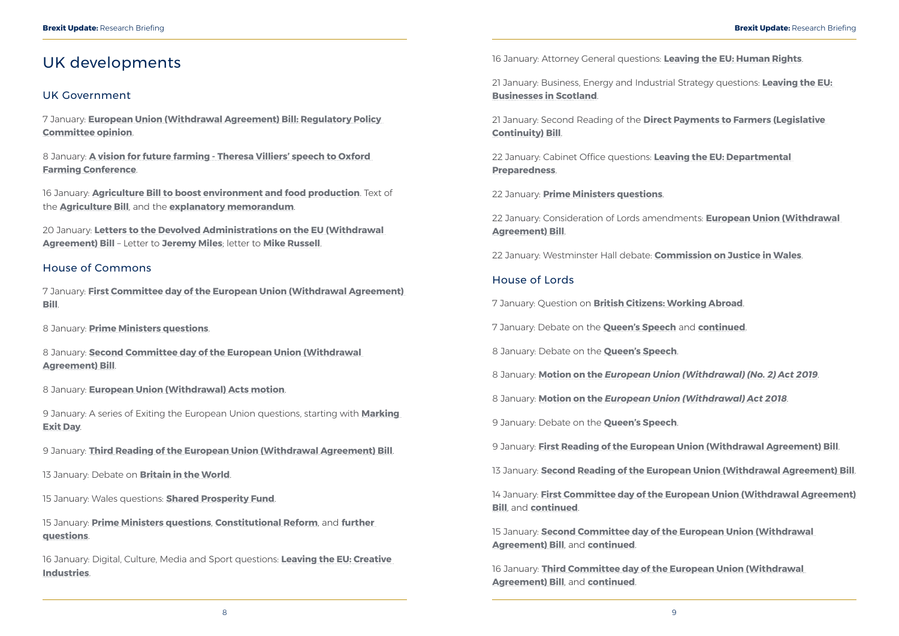# UK developments

## UK Government

7 January: **European Union (Withdrawal Agreement) Bill: Regulatory Policy Committee opinion**.

8 January: **A vision for future farming - Theresa Villiers' speech to Oxford Farming Conference**.

16 January: **Agriculture Bill to boost environment and food production**. Text of the **Agriculture Bill**, and the **explanatory memorandum**.

20 January: **Letters to the Devolved Administrations on the EU (Withdrawal Agreement) Bill** – Letter to **Jeremy Miles**; letter to **Mike Russell**.

## House of Commons

7 January: **First Committee day of the European Union (Withdrawal Agreement) Bill**.

8 January: **Prime Ministers questions**.

8 January: **Second Committee day of the European Union (Withdrawal Agreement) Bill**.

8 January: **European Union (Withdrawal) Acts motion**.

9 January: A series of Exiting the European Union questions, starting with **Marking Exit Day**.

9 January: **Third Reading of the European Union (Withdrawal Agreement) Bill**.

13 January: Debate on **Britain in the World**.

15 January: Wales questions: **Shared Prosperity Fund**.

15 January: **Prime Ministers questions**, **Constitutional Reform**, and **further questions**.

16 January: Digital, Culture, Media and Sport questions: **Leaving the EU: Creative Industries**.

16 January: Attorney General questions: **Leaving the EU: Human Rights**.

21 January: Business, Energy and Industrial Strategy questions: **Leaving the EU: Businesses in Scotland**.

21 January: Second Reading of the **Direct Payments to Farmers (Legislative Continuity) Bill**.

22 January: Cabinet Office questions: **Leaving the EU: Departmental Preparedness**.

22 January: **Prime Ministers questions**.

22 January: Consideration of Lords amendments: **European Union (Withdrawal Agreement) Bill**.

22 January: Westminster Hall debate: **Commission on Justice in Wales**.

## House of Lords

7 January: Question on **British Citizens: Working Abroad**.

7 January: Debate on the **Queen's Speech** and **continued**.

8 January: Debate on the **Queen's Speech**.

8 January: **Motion on the *European Union (Withdrawal) (No. 2) Act 2019***.

8 January: **Motion on the *European Union (Withdrawal) Act 2018***.

9 January: Debate on the **Queen's Speech**.

9 January: **First Reading of the European Union (Withdrawal Agreement) Bill**.

13 January: **Second Reading of the European Union (Withdrawal Agreement) Bill**.

14 January: **First Committee day of the European Union (Withdrawal Agreement) Bill**, and **continued**.

15 January: **Second Committee day of the European Union (Withdrawal Agreement) Bill**, and **continued**.

16 January: **Third Committee day of the European Union (Withdrawal Agreement) Bill**, and **continued**.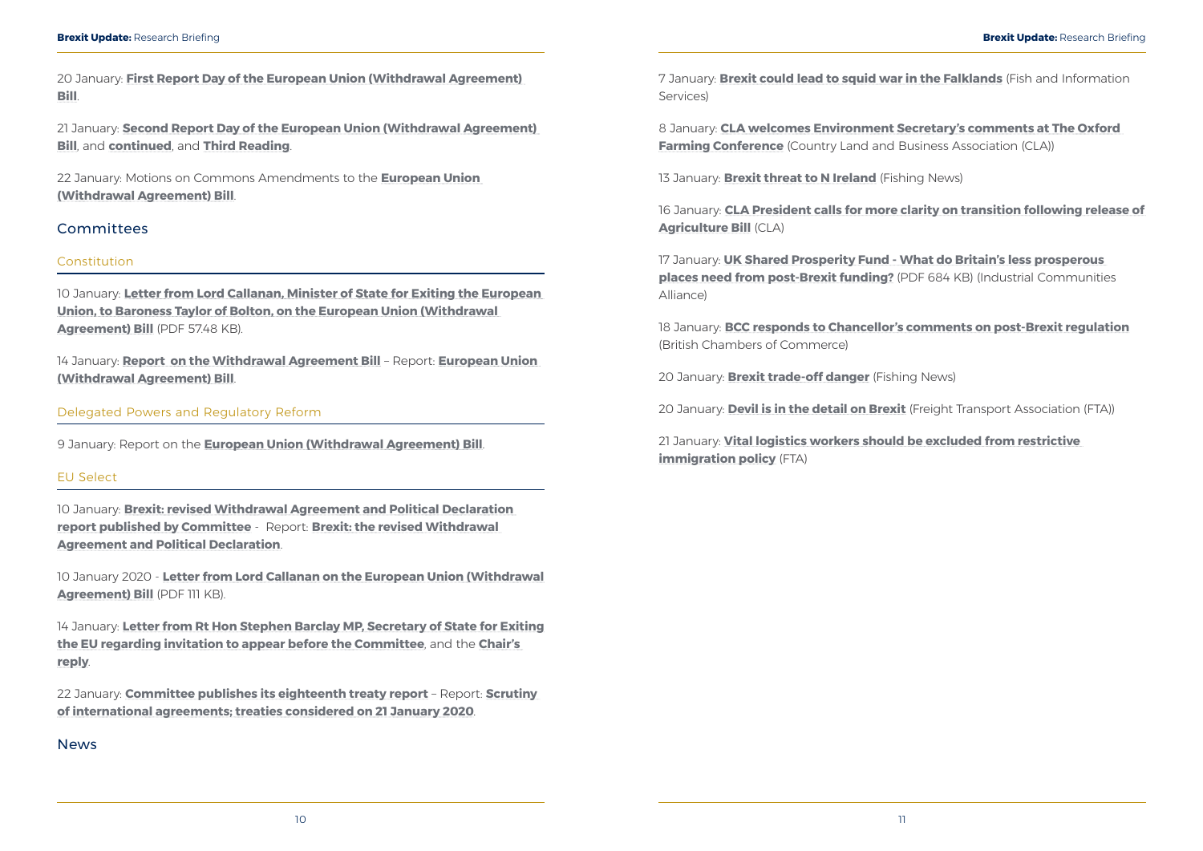20 January: **First Report Day of the European Union (Withdrawal Agreement) Bill**.

21 January: **Second Report Day of the European Union (Withdrawal Agreement) Bill**, and **continued**, and **Third Reading**.

22 January: Motions on Commons Amendments to the **European Union (Withdrawal Agreement) Bill**.

## Committees

### Constitution

10 January: **Letter from Lord Callanan, Minister of State for Exiting the European Union, to Baroness Taylor of Bolton, on the European Union (Withdrawal Agreement) Bill** (PDF 57.48 KB).

14 January: **Report on the Withdrawal Agreement Bill** – Report: **European Union (Withdrawal Agreement) Bill**.

### Delegated Powers and Regulatory Reform

9 January: Report on the **European Union (Withdrawal Agreement) Bill**.

### EU Select

10 January: **Brexit: revised Withdrawal Agreement and Political Declaration report published by Committee** - Report: **Brexit: the revised Withdrawal Agreement and Political Declaration**.

10 January 2020 - **Letter from Lord Callanan on the European Union (Withdrawal Agreement) Bill** (PDF 111 KB).

14 January: **Letter from Rt Hon Stephen Barclay MP, Secretary of State for Exiting the EU regarding invitation to appear before the Committee**, and the **Chair's reply**.

22 January: **Committee publishes its eighteenth treaty report** – Report: **Scrutiny of international agreements; treaties considered on 21 January 2020**.

## News

7 January: **Brexit could lead to squid war in the Falklands** (Fish and Information Services)

8 January: **CLA welcomes Environment Secretary's comments at The Oxford Farming Conference** (Country Land and Business Association (CLA))

13 January: **Brexit threat to N Ireland** (Fishing News)

16 January: **CLA President calls for more clarity on transition following release of Agriculture Bill** (CLA)

17 January: **UK Shared Prosperity Fund - What do Britain's less prosperous places need from post-Brexit funding?** (PDF 684 KB) (Industrial Communities Alliance)

18 January: **BCC responds to Chancellor's comments on post-Brexit regulation** (British Chambers of Commerce)

20 January: **Brexit trade-off danger** (Fishing News)

20 January: **Devil is in the detail on Brexit** (Freight Transport Association (FTA))

21 January: **Vital logistics workers should be excluded from restrictive immigration policy** (FTA)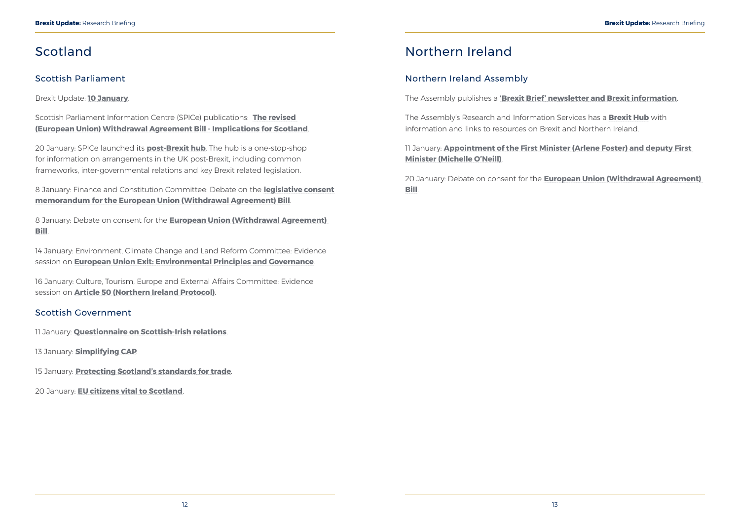# Scotland

## Scottish Parliament

Brexit Update: **10 January**.

Scottish Parliament Information Centre (SPICe) publications: **The revised (European Union) Withdrawal Agreement Bill - Implications for Scotland**.

20 January: SPICe launched its **post-Brexit hub**. The hub is a one-stop-shop for information on arrangements in the UK post-Brexit, including common frameworks, inter-governmental relations and key Brexit related legislation.

8 January: Finance and Constitution Committee: Debate on the **legislative consent memorandum for the European Union (Withdrawal Agreement) Bill**.

8 January: Debate on consent for the **European Union (Withdrawal Agreement) Bill**.

14 January: Environment, Climate Change and Land Reform Committee: Evidence session on **European Union Exit: Environmental Principles and Governance**.

16 January: Culture, Tourism, Europe and External Affairs Committee: Evidence session on **Article 50 (Northern Ireland Protocol)**.

## Scottish Government

11 January: **Questionnaire on Scottish-Irish relations**.

13 January: **Simplifying CAP**.

15 January: **Protecting Scotland's standards for trade**.

20 January: **EU citizens vital to Scotland**.

# Northern Ireland

## Northern Ireland Assembly

The Assembly publishes a **'Brexit Brief' newsletter and Brexit information**.

The Assembly's Research and Information Services has a **Brexit Hub** with information and links to resources on Brexit and Northern Ireland.

11 January: **Appointment of the First Minister (Arlene Foster) and deputy First Minister (Michelle O'Neill)**.

20 January: Debate on consent for the **European Union (Withdrawal Agreement) Bill**.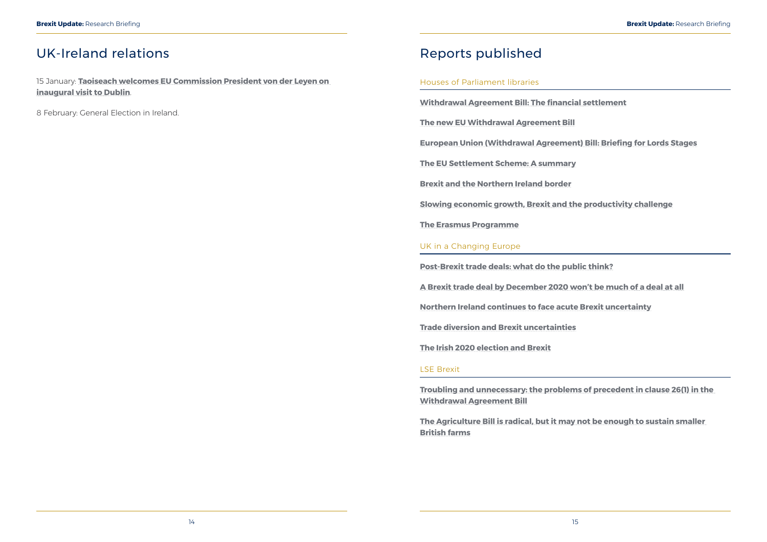## UK-Ireland relations

15 January: **Taoiseach welcomes EU Commission President von der Leyen on inaugural visit to Dublin**.

8 February: General Election in Ireland.

## Reports published

### Houses of Parliament libraries

**Withdrawal Agreement Bill: The financial settlement**

**The new EU Withdrawal Agreement Bill**

**European Union (Withdrawal Agreement) Bill: Briefing for Lords Stages**

**The EU Settlement Scheme: A summary**

**Brexit and the Northern Ireland border**

**Slowing economic growth, Brexit and the productivity challenge**

**The Erasmus Programme**

### UK in a Changing Europe

**Post-Brexit trade deals: what do the public think?**

**A Brexit trade deal by December 2020 won't be much of a deal at all**

**Northern Ireland continues to face acute Brexit uncertainty**

**Trade diversion and Brexit uncertainties**

**The Irish 2020 election and Brexit**

### LSE Brexit

**Troubling and unnecessary: the problems of precedent in clause 26(1) in the Withdrawal Agreement Bill**

**The Agriculture Bill is radical, but it may not be enough to sustain smaller British farms**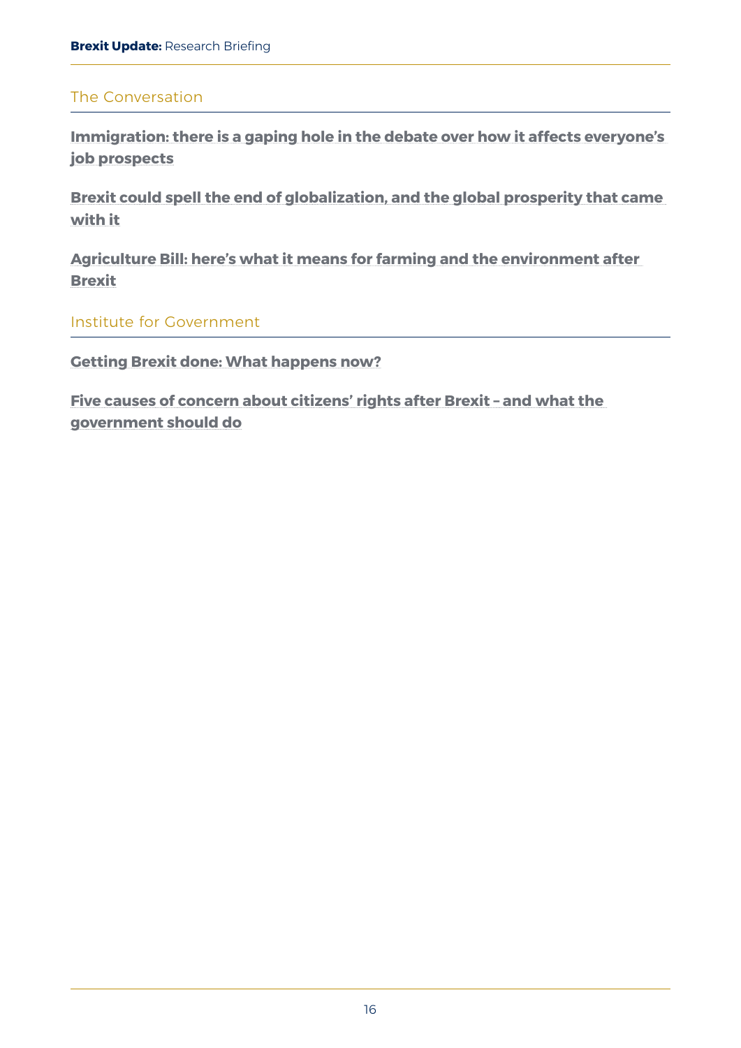## The Conversation

**Immigration: there is a gaping hole in the debate over how it affects everyone's job prospects**

**Brexit could spell the end of globalization, and the global prosperity that came with it**

**Agriculture Bill: here's what it means for farming and the environment after Brexit**

## Institute for Government

**Getting Brexit done: What happens now?**

**Five causes of concern about citizens' rights after Brexit – and what the government should do**